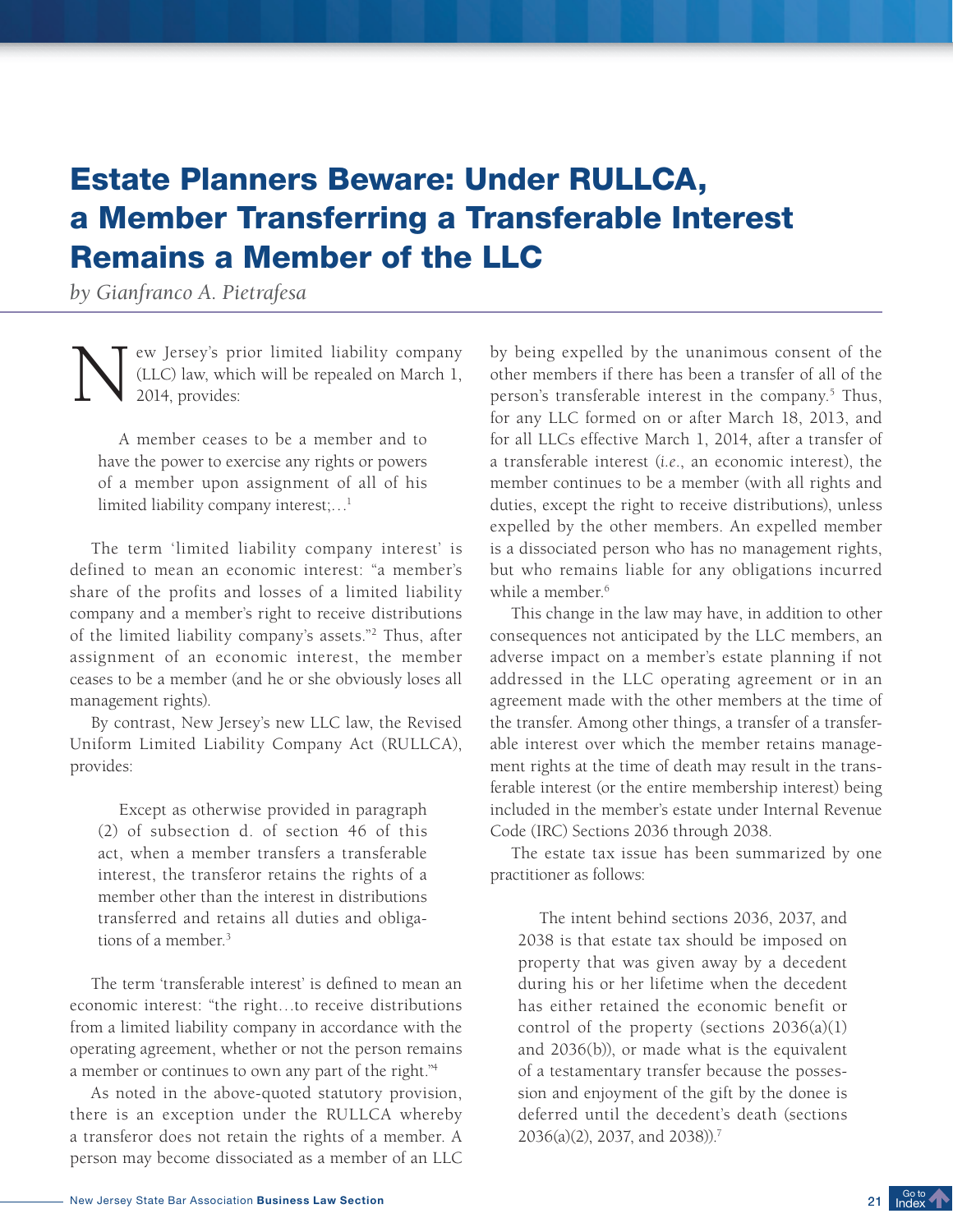# Estate Planners Beware: Under RULLCA, a Member Transferring a Transferable Interest Remains a Member of the LLC

*by Gianfranco A. Pietrafesa*

New Jersey's prior limited liability company (LLC) law, which will be repealed on March 1, 2014, provides:

> A member ceases to be a member and to have the power to exercise any rights or powers of a member upon assignment of all of his limited liability company interest;...[1]

The term 'limited liability company interest' is defined to mean an economic interest: "a member's share of the profits and losses of a limited liability company and a member's right to receive distributions of the limited liability company's assets."[2] Thus, after assignment of an economic interest, the member ceases to be a member (and he or she obviously loses all management rights).

By contrast, New Jersey's new LLC law, the Revised Uniform Limited Liability Company Act (RULLCA), provides:

> Except as otherwise provided in paragraph (2) of subsection d. of section 46 of this act, when a member transfers a transferable interest, the transferor retains the rights of a member other than the interest in distributions transferred and retains all duties and obligations of a member.[3]

The term 'transferable interest' is defined to mean an economic interest: "the right…to receive distributions from a limited liability company in accordance with the operating agreement, whether or not the person remains a member or continues to own any part of the right."[4]

As noted in the above-quoted statutory provision, there is an exception under the RULLCA whereby a transferor does not retain the rights of a member. A person may become dissociated as a member of an LLC by being expelled by the unanimous consent of the other members if there has been a transfer of all of the person's transferable interest in the company.[5] Thus, for any LLC formed on or after March 18, 2013, and for all LLCs effective March 1, 2014, after a transfer of a transferable interest (*i.e.*, an economic interest), the member continues to be a member (with all rights and duties, except the right to receive distributions), unless expelled by the other members. An expelled member is a dissociated person who has no management rights, but who remains liable for any obligations incurred while a member.[6]

This change in the law may have, in addition to other consequences not anticipated by the LLC members, an adverse impact on a member's estate planning if not addressed in the LLC operating agreement or in an agreement made with the other members at the time of the transfer. Among other things, a transfer of a transferable interest over which the member retains management rights at the time of death may result in the transferable interest (or the entire membership interest) being included in the member's estate under Internal Revenue Code (IRC) Sections 2036 through 2038.

The estate tax issue has been summarized by one practitioner as follows:

> The intent behind sections 2036, 2037, and 2038 is that estate tax should be imposed on property that was given away by a decedent during his or her lifetime when the decedent has either retained the economic benefit or control of the property (sections 2036(a)(1) and 2036(b)), or made what is the equivalent of a testamentary transfer because the possession and enjoyment of the gift by the donee is deferred until the decedent's death (sections 2036(a)(2), 2037, and 2038)).[7]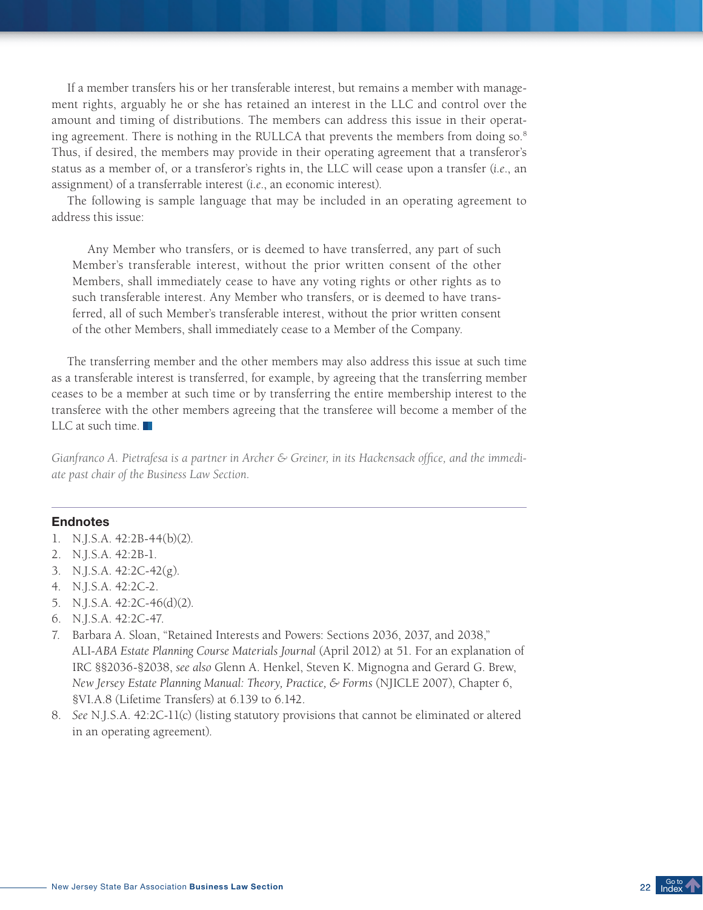If a member transfers his or her transferable interest, but remains a member with management rights, arguably he or she has retained an interest in the LLC and control over the amount and timing of distributions. The members can address this issue in their operating agreement. There is nothing in the RULLCA that prevents the members from doing so.[8] Thus, if desired, the members may provide in their operating agreement that a transferor's status as a member of, or a transferor's rights in, the LLC will cease upon a transfer (*i.e.*, an assignment) of a transferrable interest (*i.e.*, an economic interest).

The following is sample language that may be included in an operating agreement to address this issue:

> Any Member who transfers, or is deemed to have transferred, any part of such Member's transferable interest, without the prior written consent of the other Members, shall immediately cease to have any voting rights or other rights as to such transferable interest. Any Member who transfers, or is deemed to have transferred, all of such Member's transferable interest, without the prior written consent of the other Members, shall immediately cease to a Member of the Company.

The transferring member and the other members may also address this issue at such time as a transferable interest is transferred, for example, by agreeing that the transferring member ceases to be a member at such time or by transferring the entire membership interest to the transferee with the other members agreeing that the transferee will become a member of the LLC at such time.

*Gianfranco A. Pietrafesa is a partner in Archer & Greiner, in its Hackensack office, and the immediate past chair of the Business Law Section.*

---

## Endnotes

1. N.J.S.A. 42:2B-44(b)(2).
2. N.J.S.A. 42:2B-1.
3. N.J.S.A. 42:2C-42(g).
4. N.J.S.A. 42:2C-2.
5. N.J.S.A. 42:2C-46(d)(2).
6. N.J.S.A. 42:2C-47.
7. Barbara A. Sloan, "Retained Interests and Powers: Sections 2036, 2037, and 2038," ALI-*ABA Estate Planning Course Materials Journal* (April 2012) at 51. For an explanation of IRC §§2036-§2038, *see also* Glenn A. Henkel, Steven K. Mignogna and Gerard G. Brew, *New Jersey Estate Planning Manual: Theory, Practice, & Forms* (NJICLE 2007), Chapter 6, §VI.A.8 (Lifetime Transfers) at 6.139 to 6.142.
8. *See* N.J.S.A. 42:2C-11(c) (listing statutory provisions that cannot be eliminated or altered in an operating agreement).